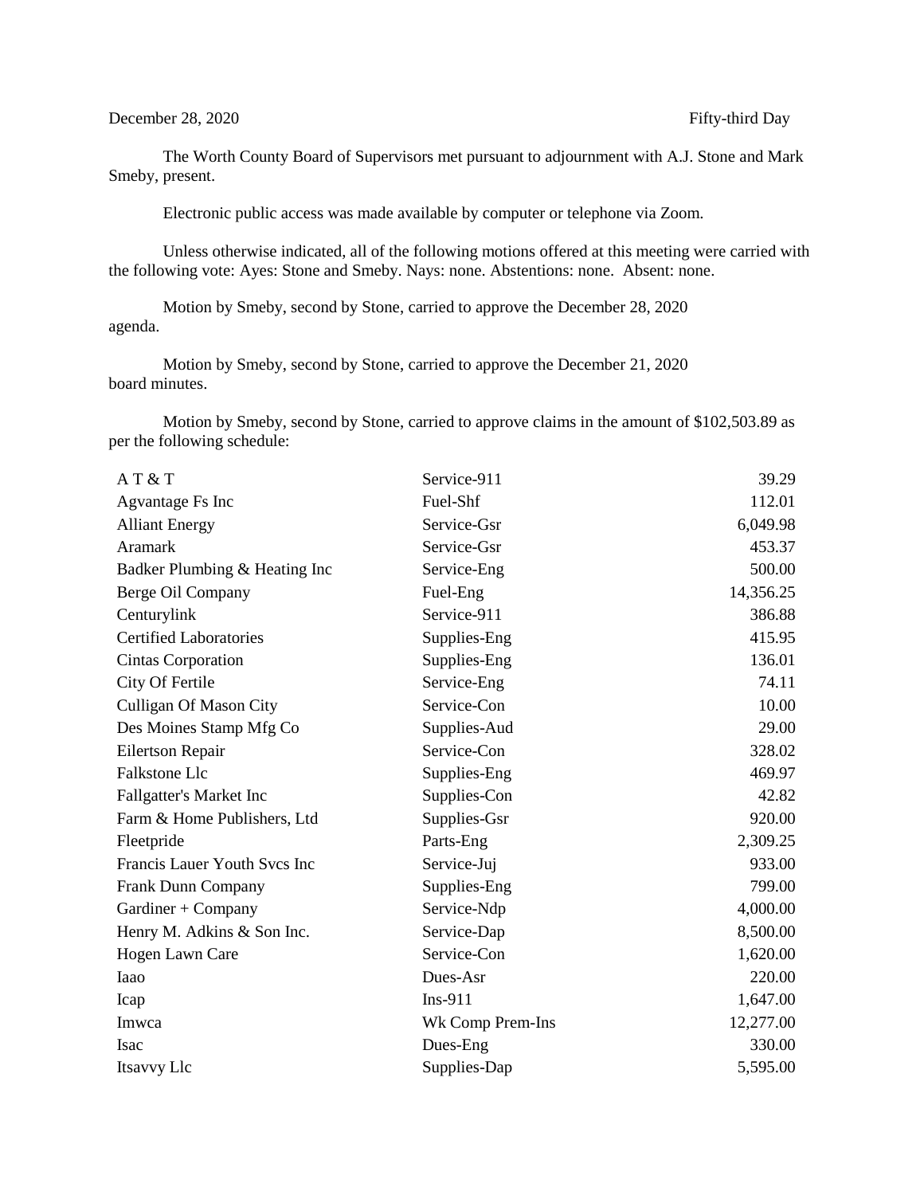December 28, 2020 Fifty-third Day

The Worth County Board of Supervisors met pursuant to adjournment with A.J. Stone and Mark Smeby, present.

Electronic public access was made available by computer or telephone via Zoom.

Unless otherwise indicated, all of the following motions offered at this meeting were carried with the following vote: Ayes: Stone and Smeby. Nays: none. Abstentions: none. Absent: none.

Motion by Smeby, second by Stone, carried to approve the December 28, 2020 agenda.

Motion by Smeby, second by Stone, carried to approve the December 21, 2020 board minutes.

Motion by Smeby, second by Stone, carried to approve claims in the amount of $102,503.89 as per the following schedule:

| | | |
|---|---|---|
| A T & T | Service-911 | 39.29 |
| Agvantage Fs Inc | Fuel-Shf | 112.01 |
| Alliant Energy | Service-Gsr | 6,049.98 |
| Aramark | Service-Gsr | 453.37 |
| Badker Plumbing & Heating Inc | Service-Eng | 500.00 |
| Berge Oil Company | Fuel-Eng | 14,356.25 |
| Centurylink | Service-911 | 386.88 |
| Certified Laboratories | Supplies-Eng | 415.95 |
| Cintas Corporation | Supplies-Eng | 136.01 |
| City Of Fertile | Service-Eng | 74.11 |
| Culligan Of Mason City | Service-Con | 10.00 |
| Des Moines Stamp Mfg Co | Supplies-Aud | 29.00 |
| Eilertson Repair | Service-Con | 328.02 |
| Falkstone Llc | Supplies-Eng | 469.97 |
| Fallgatter's Market Inc | Supplies-Con | 42.82 |
| Farm & Home Publishers, Ltd | Supplies-Gsr | 920.00 |
| Fleetpride | Parts-Eng | 2,309.25 |
| Francis Lauer Youth Svcs Inc | Service-Juj | 933.00 |
| Frank Dunn Company | Supplies-Eng | 799.00 |
| Gardiner + Company | Service-Ndp | 4,000.00 |
| Henry M. Adkins & Son Inc. | Service-Dap | 8,500.00 |
| Hogen Lawn Care | Service-Con | 1,620.00 |
| Iaao | Dues-Asr | 220.00 |
| Icap | Ins-911 | 1,647.00 |
| Imwca | Wk Comp Prem-Ins | 12,277.00 |
| Isac | Dues-Eng | 330.00 |
| Itsavvy Llc | Supplies-Dap | 5,595.00 |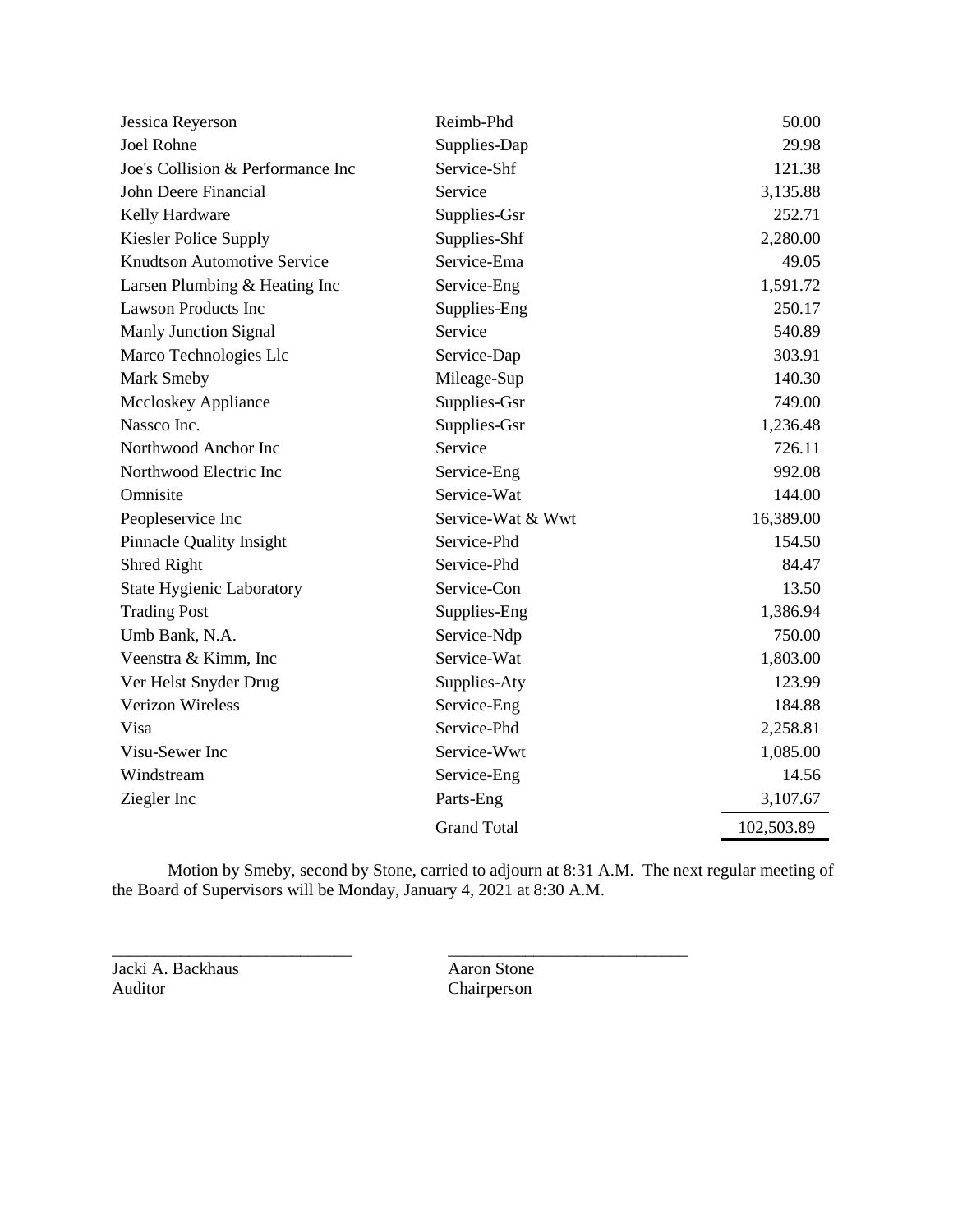| | | |
|---|---|---|
| Jessica Reyerson | Reimb-Phd | 50.00 |
| Joel Rohne | Supplies-Dap | 29.98 |
| Joe's Collision & Performance Inc | Service-Shf | 121.38 |
| John Deere Financial | Service | 3,135.88 |
| Kelly Hardware | Supplies-Gsr | 252.71 |
| Kiesler Police Supply | Supplies-Shf | 2,280.00 |
| Knudtson Automotive Service | Service-Ema | 49.05 |
| Larsen Plumbing & Heating Inc | Service-Eng | 1,591.72 |
| Lawson Products Inc | Supplies-Eng | 250.17 |
| Manly Junction Signal | Service | 540.89 |
| Marco Technologies Llc | Service-Dap | 303.91 |
| Mark Smeby | Mileage-Sup | 140.30 |
| Mccloskey Appliance | Supplies-Gsr | 749.00 |
| Nassco Inc. | Supplies-Gsr | 1,236.48 |
| Northwood Anchor Inc | Service | 726.11 |
| Northwood Electric Inc | Service-Eng | 992.08 |
| Omnisite | Service-Wat | 144.00 |
| Peopleservice Inc | Service-Wat & Wwt | 16,389.00 |
| Pinnacle Quality Insight | Service-Phd | 154.50 |
| Shred Right | Service-Phd | 84.47 |
| State Hygienic Laboratory | Service-Con | 13.50 |
| Trading Post | Supplies-Eng | 1,386.94 |
| Umb Bank, N.A. | Service-Ndp | 750.00 |
| Veenstra & Kimm, Inc | Service-Wat | 1,803.00 |
| Ver Helst Snyder Drug | Supplies-Aty | 123.99 |
| Verizon Wireless | Service-Eng | 184.88 |
| Visa | Service-Phd | 2,258.81 |
| Visu-Sewer Inc | Service-Wwt | 1,085.00 |
| Windstream | Service-Eng | 14.56 |
| Ziegler Inc | Parts-Eng | 3,107.67 |
| | Grand Total | 102,503.89 |

Motion by Smeby, second by Stone, carried to adjourn at 8:31 A.M. The next regular meeting of the Board of Supervisors will be Monday, January 4, 2021 at 8:30 A.M.

\_\_\_\_\_\_\_\_\_\_\_\_\_\_\_\_\_\_\_\_\_\_\_\_\_\_\_\_
Jacki A. Backhaus
Auditor

\_\_\_\_\_\_\_\_\_\_\_\_\_\_\_\_\_\_\_\_\_\_\_\_\_\_\_\_
Aaron Stone
Chairperson